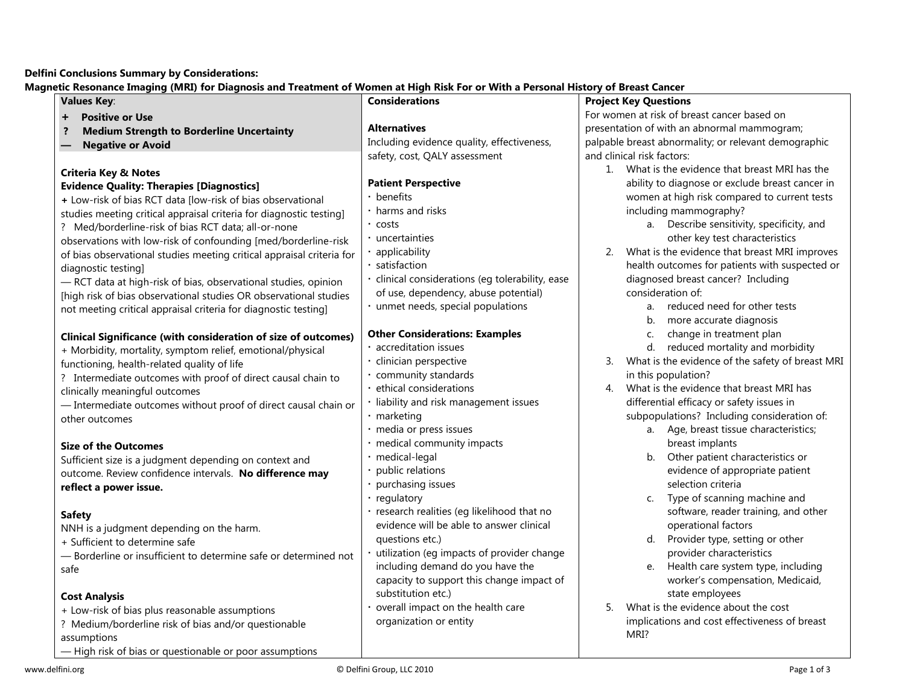**Delfini Conclusions Summary by Considerations:**
**Magnetic Resonance Imaging (MRI) for Diagnosis and Treatment of Women at High Risk For or With a Personal History of Breast Cancer**

**Values Key**:

- **+ Positive or Use**
- **? Medium Strength to Borderline Uncertainty**
- **— Negative or Avoid**

**Criteria Key & Notes**

**Evidence Quality: Therapies [Diagnostics]**

+ Low-risk of bias RCT data [low-risk of bias observational studies meeting critical appraisal criteria for diagnostic testing]

? Med/borderline-risk of bias RCT data; all-or-none observations with low-risk of confounding [med/borderline-risk of bias observational studies meeting critical appraisal criteria for diagnostic testing]

— RCT data at high-risk of bias, observational studies, opinion [high risk of bias observational studies OR observational studies not meeting critical appraisal criteria for diagnostic testing]

**Clinical Significance (with consideration of size of outcomes)**

+ Morbidity, mortality, symptom relief, emotional/physical functioning, health-related quality of life

? Intermediate outcomes with proof of direct causal chain to clinically meaningful outcomes

— Intermediate outcomes without proof of direct causal chain or other outcomes

**Size of the Outcomes**

Sufficient size is a judgment depending on context and outcome. Review confidence intervals. **No difference may reflect a power issue.**

**Safety**

NNH is a judgment depending on the harm.

+ Sufficient to determine safe

— Borderline or insufficient to determine safe or determined not safe

**Cost Analysis**

+ Low-risk of bias plus reasonable assumptions

? Medium/borderline risk of bias and/or questionable assumptions

— High risk of bias or questionable or poor assumptions

**Considerations**

**Alternatives**

Including evidence quality, effectiveness, safety, cost, QALY assessment

**Patient Perspective**

- benefits
- harms and risks
- costs
- uncertainties
- applicability
- satisfaction
- clinical considerations (eg tolerability, ease of use, dependency, abuse potential)
- unmet needs, special populations

**Other Considerations: Examples**

- accreditation issues
- clinician perspective
- community standards
- ethical considerations
- liability and risk management issues
- marketing
- media or press issues
- medical community impacts
- medical-legal
- public relations
- purchasing issues
- regulatory
- research realities (eg likelihood that no evidence will be able to answer clinical questions etc.)
- utilization (eg impacts of provider change including demand do you have the capacity to support this change impact of substitution etc.)
- overall impact on the health care organization or entity

**Project Key Questions**

For women at risk of breast cancer based on presentation of with an abnormal mammogram; palpable breast abnormality; or relevant demographic and clinical risk factors:

1. What is the evidence that breast MRI has the ability to diagnose or exclude breast cancer in women at high risk compared to current tests including mammography?
   a. Describe sensitivity, specificity, and other key test characteristics
2. What is the evidence that breast MRI improves health outcomes for patients with suspected or diagnosed breast cancer? Including consideration of:
   a. reduced need for other tests
   b. more accurate diagnosis
   c. change in treatment plan
   d. reduced mortality and morbidity
3. What is the evidence of the safety of breast MRI in this population?
4. What is the evidence that breast MRI has differential efficacy or safety issues in subpopulations? Including consideration of:
   a. Age, breast tissue characteristics; breast implants
   b. Other patient characteristics or evidence of appropriate patient selection criteria
   c. Type of scanning machine and software, reader training, and other operational factors
   d. Provider type, setting or other provider characteristics
   e. Health care system type, including worker's compensation, Medicaid, state employees
5. What is the evidence about the cost implications and cost effectiveness of breast MRI?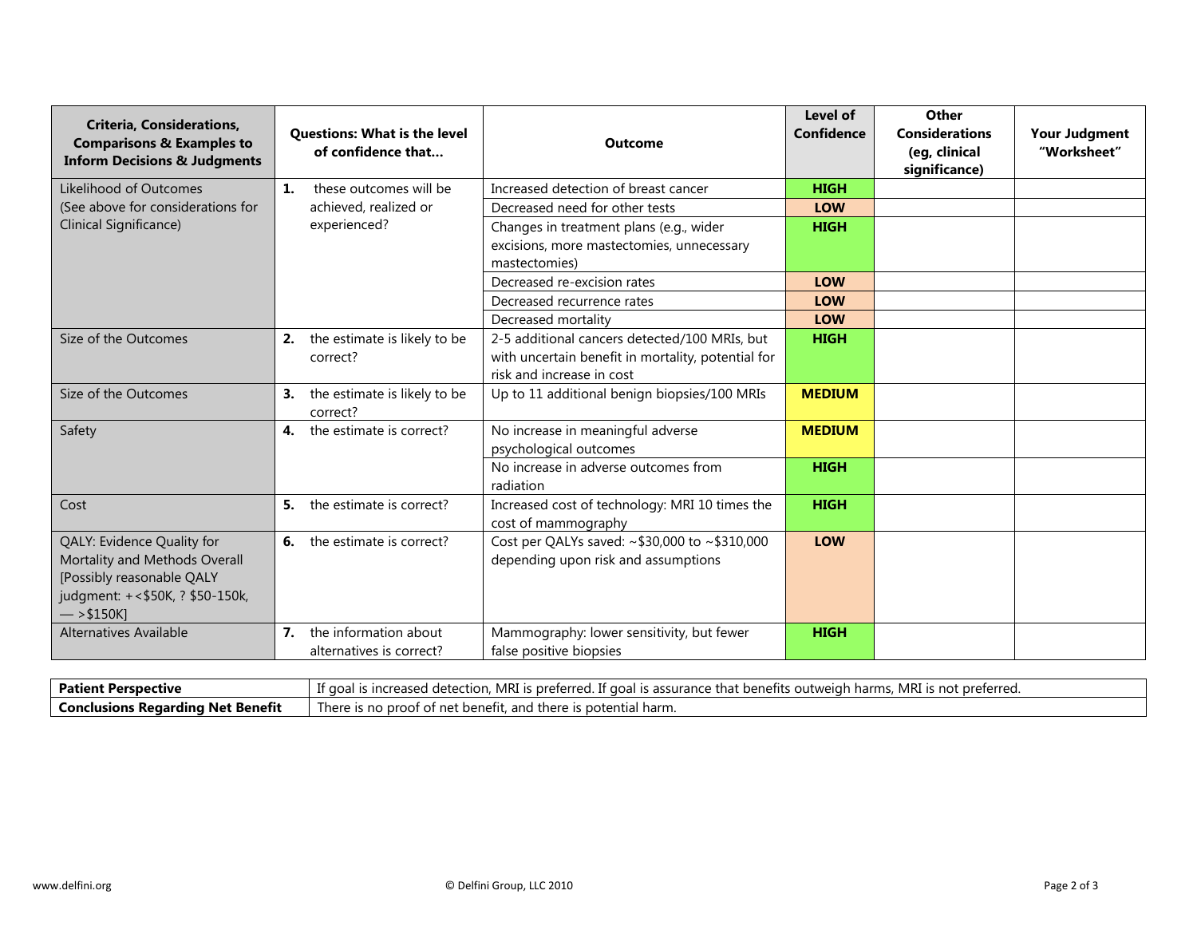| Criteria, Considerations, Comparisons & Examples to Inform Decisions & Judgments | Questions: What is the level of confidence that… | Outcome | Level of Confidence | Other Considerations (eg, clinical significance) | Your Judgment "Worksheet" |
|---|---|---|---|---|---|
| Likelihood of Outcomes (See above for considerations for Clinical Significance) | 1. these outcomes will be achieved, realized or experienced? | Increased detection of breast cancer | **HIGH** | | |
| | | Decreased need for other tests | **LOW** | | |
| | | Changes in treatment plans (e.g., wider excisions, more mastectomies, unnecessary mastectomies) | **HIGH** | | |
| | | Decreased re-excision rates | **LOW** | | |
| | | Decreased recurrence rates | **LOW** | | |
| | | Decreased mortality | **LOW** | | |
| Size of the Outcomes | 2. the estimate is likely to be correct? | 2-5 additional cancers detected/100 MRIs, but with uncertain benefit in mortality, potential for risk and increase in cost | **HIGH** | | |
| Size of the Outcomes | 3. the estimate is likely to be correct? | Up to 11 additional benign biopsies/100 MRIs | **MEDIUM** | | |
| Safety | 4. the estimate is correct? | No increase in meaningful adverse psychological outcomes | **MEDIUM** | | |
| | | No increase in adverse outcomes from radiation | **HIGH** | | |
| Cost | 5. the estimate is correct? | Increased cost of technology: MRI 10 times the cost of mammography | **HIGH** | | |
| QALY: Evidence Quality for Mortality and Methods Overall [Possibly reasonable QALY judgment: + <$50K, ? $50-150k, — >$150K] | 6. the estimate is correct? | Cost per QALYs saved: ~$30,000 to ~$310,000 depending upon risk and assumptions | **LOW** | | |
| Alternatives Available | 7. the information about alternatives is correct? | Mammography: lower sensitivity, but fewer false positive biopsies | **HIGH** | | |

| | |
|---|---|
| **Patient Perspective** | If goal is increased detection, MRI is preferred. If goal is assurance that benefits outweigh harms, MRI is not preferred. |
| **Conclusions Regarding Net Benefit** | There is no proof of net benefit, and there is potential harm. |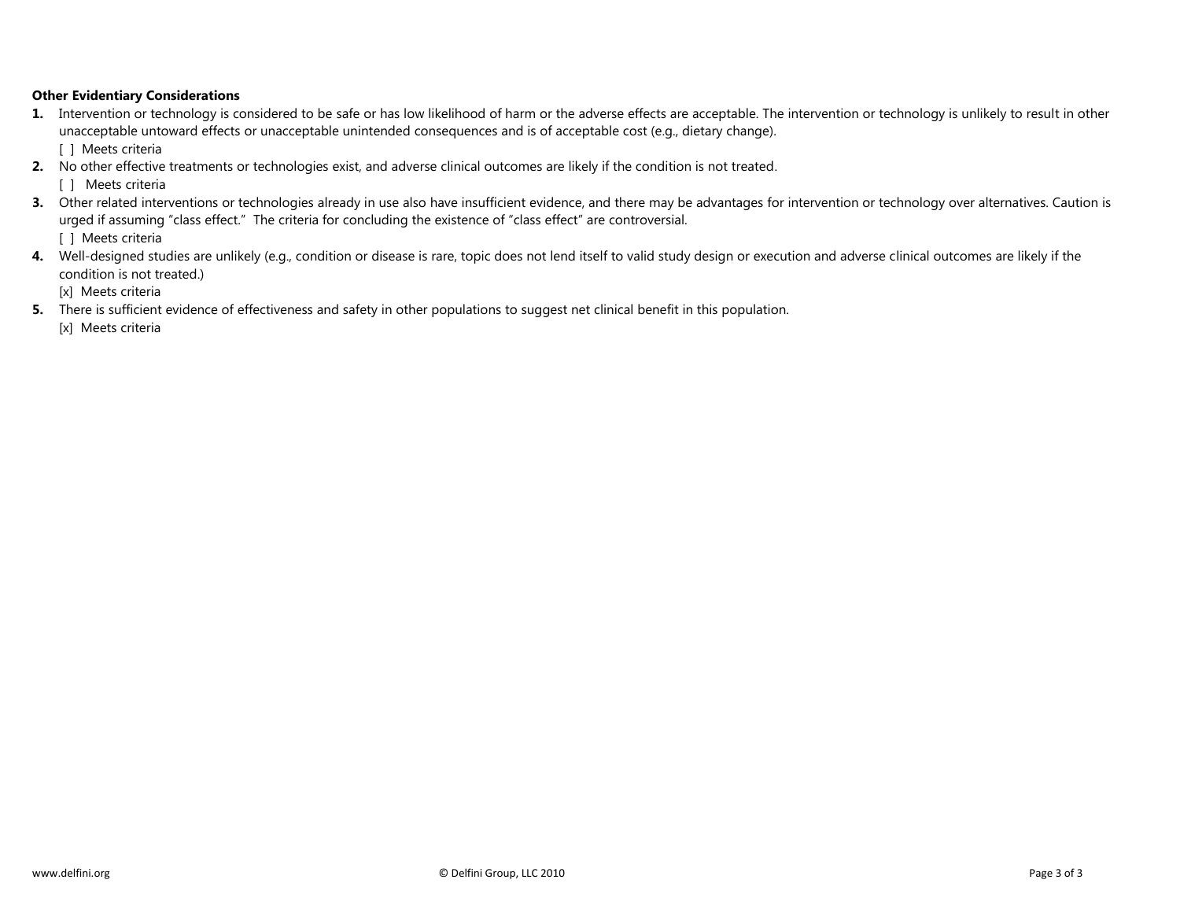**Other Evidentiary Considerations**

1. Intervention or technology is considered to be safe or has low likelihood of harm or the adverse effects are acceptable. The intervention or technology is unlikely to result in other unacceptable untoward effects or unacceptable unintended consequences and is of acceptable cost (e.g., dietary change).
   [ ] Meets criteria
2. No other effective treatments or technologies exist, and adverse clinical outcomes are likely if the condition is not treated.
   [ ] Meets criteria
3. Other related interventions or technologies already in use also have insufficient evidence, and there may be advantages for intervention or technology over alternatives. Caution is urged if assuming "class effect." The criteria for concluding the existence of "class effect" are controversial.
   [ ] Meets criteria
4. Well-designed studies are unlikely (e.g., condition or disease is rare, topic does not lend itself to valid study design or execution and adverse clinical outcomes are likely if the condition is not treated.)
   [x] Meets criteria
5. There is sufficient evidence of effectiveness and safety in other populations to suggest net clinical benefit in this population.
   [x] Meets criteria

www.delfini.org © Delfini Group, LLC 2010